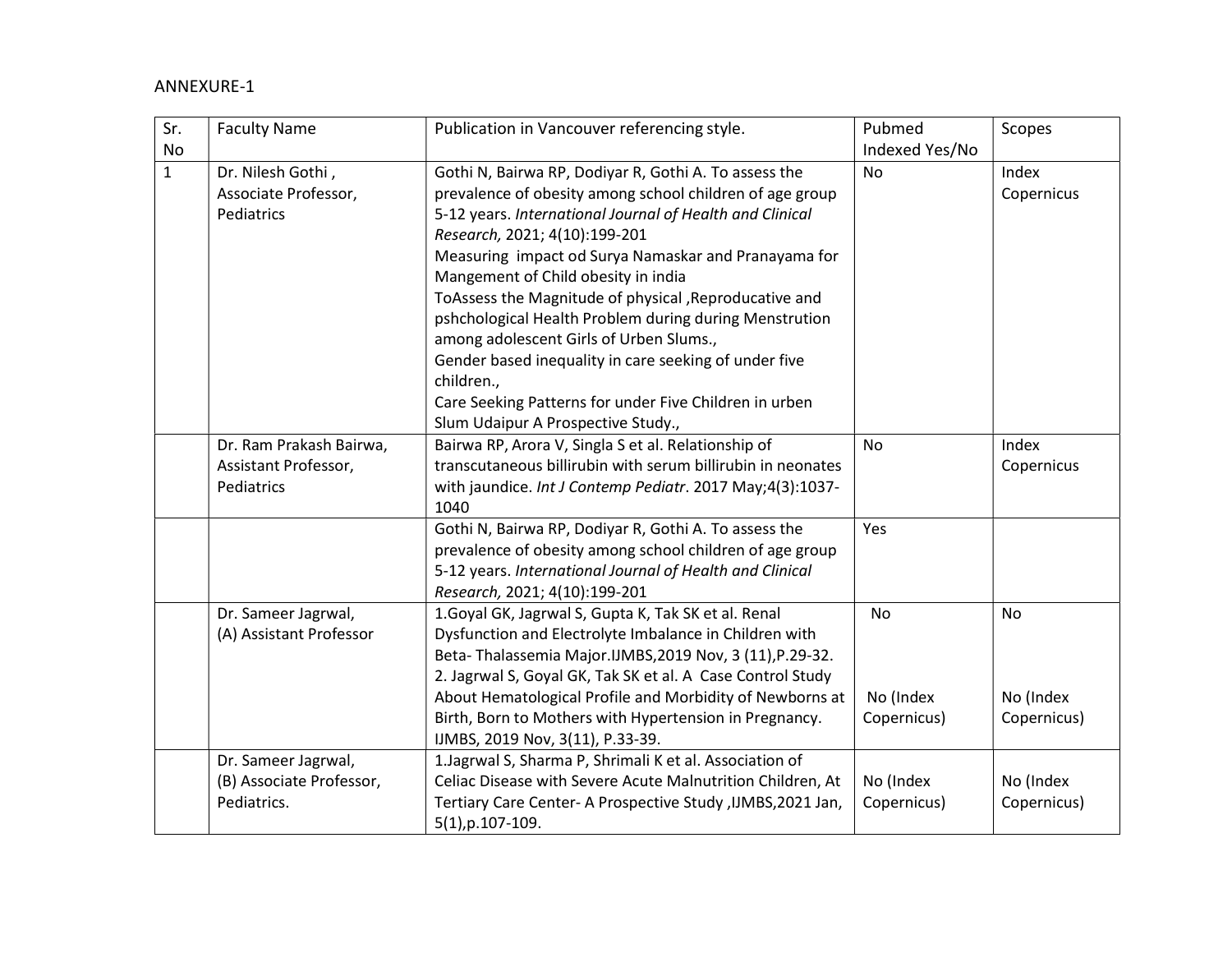ANNEXURE-1

| Sr. No | Faculty Name | Publication in Vancouver referencing style. | Pubmed Indexed Yes/No | Scopes |
|---|---|---|---|---|
| 1 | Dr. Nilesh Gothi , Associate Professor, Pediatrics | Gothi N, Bairwa RP, Dodiyar R, Gothi A. To assess the prevalence of obesity among school children of age group 5-12 years. *International Journal of Health and Clinical Research,* 2021; 4(10):199-201<br>Measuring impact od Surya Namaskar and Pranayama for Mangement of Child obesity in india<br>ToAssess the Magnitude of physical ,Reproducative and pshchological Health Problem during during Menstrution among adolescent Girls of Urben Slums.,<br>Gender based inequality in care seeking of under five children.,<br>Care Seeking Patterns for under Five Children in urben Slum Udaipur A Prospective Study., | No | Index Copernicus |
| | Dr. Ram Prakash Bairwa, Assistant Professor, Pediatrics | Bairwa RP, Arora V, Singla S et al. Relationship of transcutaneous billirubin with serum billirubin in neonates with jaundice. *Int J Contemp Pediatr*. 2017 May;4(3):1037-1040 | No | Index Copernicus |
| | | Gothi N, Bairwa RP, Dodiyar R, Gothi A. To assess the prevalence of obesity among school children of age group 5-12 years. *International Journal of Health and Clinical Research,* 2021; 4(10):199-201 | Yes | |
| | Dr. Sameer Jagrwal, (A) Assistant Professor | 1.Goyal GK, Jagrwal S, Gupta K, Tak SK et al. Renal Dysfunction and Electrolyte Imbalance in Children with Beta- Thalassemia Major.IJMBS,2019 Nov, 3 (11),P.29-32.<br>2. Jagrwal S, Goyal GK, Tak SK et al. A Case Control Study About Hematological Profile and Morbidity of Newborns at Birth, Born to Mothers with Hypertension in Pregnancy. IJMBS, 2019 Nov, 3(11), P.33-39. | No<br><br>No (Index Copernicus) | No<br><br>No (Index Copernicus) |
| | Dr. Sameer Jagrwal, (B) Associate Professor, Pediatrics. | 1.Jagrwal S, Sharma P, Shrimali K et al. Association of Celiac Disease with Severe Acute Malnutrition Children, At Tertiary Care Center- A Prospective Study ,IJMBS,2021 Jan, 5(1),p.107-109. | No (Index Copernicus) | No (Index Copernicus) |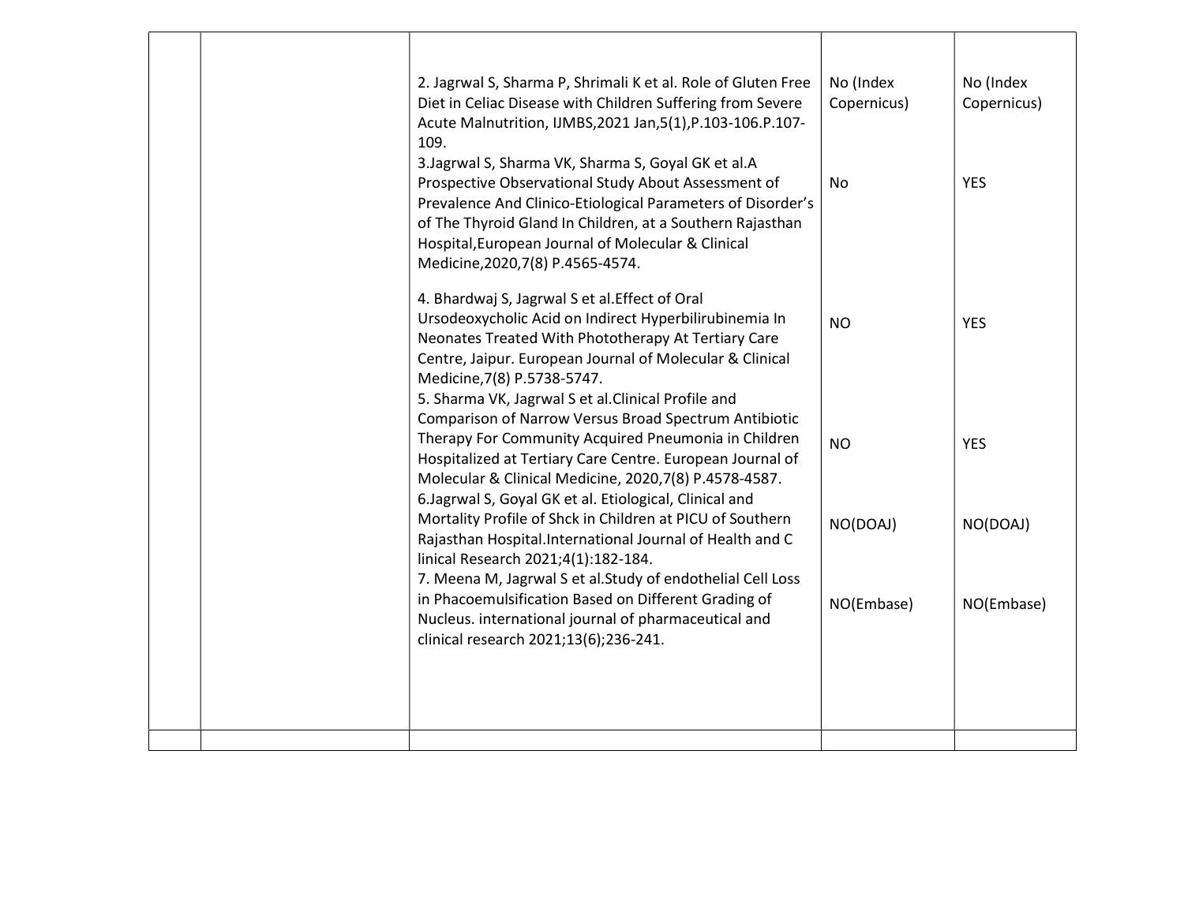| | | | | |
|---|---|---|---|---|
| | | 2. Jagrwal S, Sharma P, Shrimali K et al. Role of Gluten Free Diet in Celiac Disease with Children Suffering from Severe Acute Malnutrition, IJMBS,2021 Jan,5(1),P.103-106.P.107-109. | No (Index Copernicus) | No (Index Copernicus) |
| | | 3.Jagrwal S, Sharma VK, Sharma S, Goyal GK et al.A Prospective Observational Study About Assessment of Prevalence And Clinico-Etiological Parameters of Disorder's of The Thyroid Gland In Children, at a Southern Rajasthan Hospital,European Journal of Molecular & Clinical Medicine,2020,7(8) P.4565-4574. | No | YES |
| | | 4. Bhardwaj S, Jagrwal S et al.Effect of Oral Ursodeoxycholic Acid on Indirect Hyperbilirubinemia In Neonates Treated With Phototherapy At Tertiary Care Centre, Jaipur. European Journal of Molecular & Clinical Medicine,7(8) P.5738-5747. | NO | YES |
| | | 5. Sharma VK, Jagrwal S et al.Clinical Profile and Comparison of Narrow Versus Broad Spectrum Antibiotic Therapy For Community Acquired Pneumonia in Children Hospitalized at Tertiary Care Centre. European Journal of Molecular & Clinical Medicine, 2020,7(8) P.4578-4587. | NO | YES |
| | | 6.Jagrwal S, Goyal GK et al. Etiological, Clinical and Mortality Profile of Shck in Children at PICU of Southern Rajasthan Hospital.International Journal of Health and C linical Research 2021;4(1):182-184. | NO(DOAJ) | NO(DOAJ) |
| | | 7. Meena M, Jagrwal S et al.Study of endothelial Cell Loss in Phacoemulsification Based on Different Grading of Nucleus. international journal of pharmaceutical and clinical research 2021;13(6);236-241. | NO(Embase) | NO(Embase) |
| | | | | |